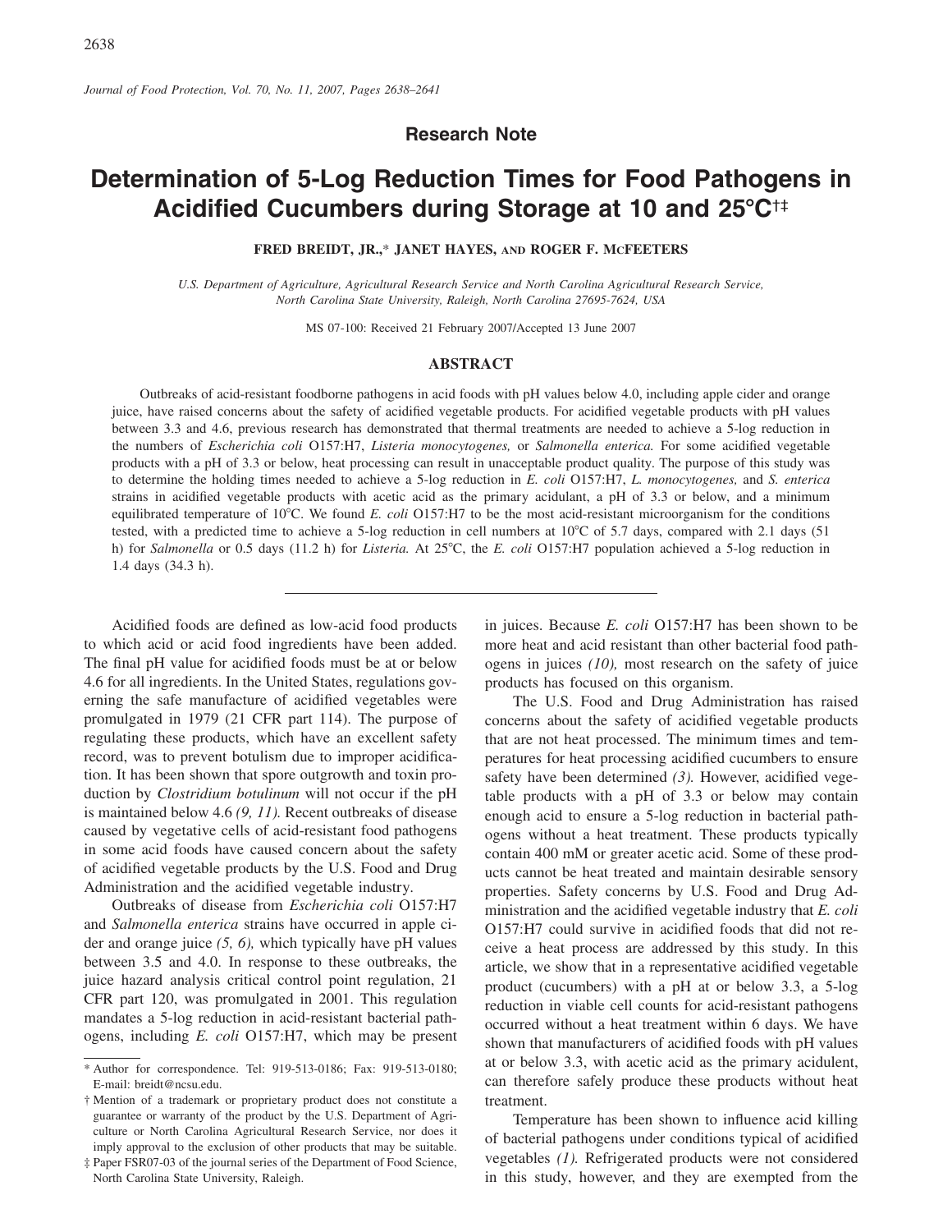**Research Note**

# Determination of 5-Log Reduction Times for Food Pathogens in Acidified Cucumbers during Storage at 10 and 25°C†‡

**FRED BREIDT, JR.,* JANET HAYES, AND ROGER F. McFEETERS**

*U.S. Department of Agriculture, Agricultural Research Service and North Carolina Agricultural Research Service, North Carolina State University, Raleigh, North Carolina 27695-7624, USA*

MS 07-100: Received 21 February 2007/Accepted 13 June 2007

## ABSTRACT

Outbreaks of acid-resistant foodborne pathogens in acid foods with pH values below 4.0, including apple cider and orange juice, have raised concerns about the safety of acidified vegetable products. For acidified vegetable products with pH values between 3.3 and 4.6, previous research has demonstrated that thermal treatments are needed to achieve a 5-log reduction in the numbers of *Escherichia coli* O157:H7, *Listeria monocytogenes,* or *Salmonella enterica.* For some acidified vegetable products with a pH of 3.3 or below, heat processing can result in unacceptable product quality. The purpose of this study was to determine the holding times needed to achieve a 5-log reduction in *E. coli* O157:H7, *L. monocytogenes,* and *S. enterica* strains in acidified vegetable products with acetic acid as the primary acidulant, a pH of 3.3 or below, and a minimum equilibrated temperature of 10°C. We found *E. coli* O157:H7 to be the most acid-resistant microorganism for the conditions tested, with a predicted time to achieve a 5-log reduction in cell numbers at 10°C of 5.7 days, compared with 2.1 days (51 h) for *Salmonella* or 0.5 days (11.2 h) for *Listeria.* At 25°C, the *E. coli* O157:H7 population achieved a 5-log reduction in 1.4 days (34.3 h).

---

Acidified foods are defined as low-acid food products to which acid or acid food ingredients have been added. The final pH value for acidified foods must be at or below 4.6 for all ingredients. In the United States, regulations governing the safe manufacture of acidified vegetables were promulgated in 1979 (21 CFR part 114). The purpose of regulating these products, which have an excellent safety record, was to prevent botulism due to improper acidification. It has been shown that spore outgrowth and toxin production by *Clostridium botulinum* will not occur if the pH is maintained below 4.6 *(9, 11).* Recent outbreaks of disease caused by vegetative cells of acid-resistant food pathogens in some acid foods have caused concern about the safety of acidified vegetable products by the U.S. Food and Drug Administration and the acidified vegetable industry.

Outbreaks of disease from *Escherichia coli* O157:H7 and *Salmonella enterica* strains have occurred in apple cider and orange juice *(5, 6),* which typically have pH values between 3.5 and 4.0. In response to these outbreaks, the juice hazard analysis critical control point regulation, 21 CFR part 120, was promulgated in 2001. This regulation mandates a 5-log reduction in acid-resistant bacterial pathogens, including *E. coli* O157:H7, which may be present in juices. Because *E. coli* O157:H7 has been shown to be more heat and acid resistant than other bacterial food pathogens in juices *(10),* most research on the safety of juice products has focused on this organism.

The U.S. Food and Drug Administration has raised concerns about the safety of acidified vegetable products that are not heat processed. The minimum times and temperatures for heat processing acidified cucumbers to ensure safety have been determined *(3).* However, acidified vegetable products with a pH of 3.3 or below may contain enough acid to ensure a 5-log reduction in bacterial pathogens without a heat treatment. These products typically contain 400 mM or greater acetic acid. Some of these products cannot be heat treated and maintain desirable sensory properties. Safety concerns by U.S. Food and Drug Administration and the acidified vegetable industry that *E. coli* O157:H7 could survive in acidified foods that did not receive a heat process are addressed by this study. In this article, we show that in a representative acidified vegetable product (cucumbers) with a pH at or below 3.3, a 5-log reduction in viable cell counts for acid-resistant pathogens occurred without a heat treatment within 6 days. We have shown that manufacturers of acidified foods with pH values at or below 3.3, with acetic acid as the primary acidulent, can therefore safely produce these products without heat treatment.

Temperature has been shown to influence acid killing of bacterial pathogens under conditions typical of acidified vegetables *(1).* Refrigerated products were not considered in this study, however, and they are exempted from the

---

* Author for correspondence. Tel: 919-513-0186; Fax: 919-513-0180; E-mail: breidt@ncsu.edu.

† Mention of a trademark or proprietary product does not constitute a guarantee or warranty of the product by the U.S. Department of Agriculture or North Carolina Agricultural Research Service, nor does it imply approval to the exclusion of other products that may be suitable.

‡ Paper FSR07-03 of the journal series of the Department of Food Science, North Carolina State University, Raleigh.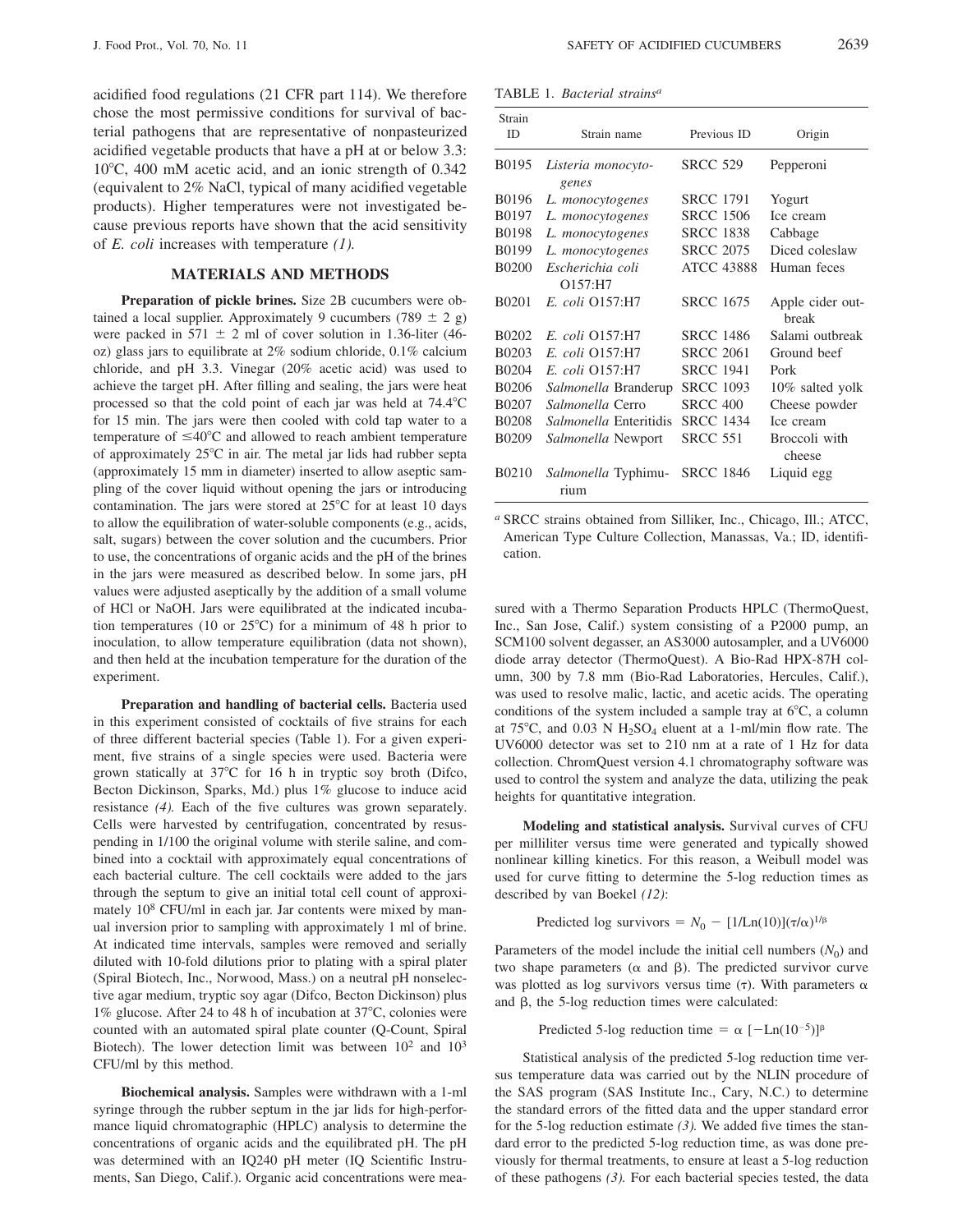acidified food regulations (21 CFR part 114). We therefore chose the most permissive conditions for survival of bacterial pathogens that are representative of nonpasteurized acidified vegetable products that have a pH at or below 3.3: 10°C, 400 mM acetic acid, and an ionic strength of 0.342 (equivalent to 2% NaCl, typical of many acidified vegetable products). Higher temperatures were not investigated because previous reports have shown that the acid sensitivity of *E. coli* increases with temperature *(1)*.

## MATERIALS AND METHODS

**Preparation of pickle brines.** Size 2B cucumbers were obtained a local supplier. Approximately 9 cucumbers (789 ± 2 g) were packed in 571 ± 2 ml of cover solution in 1.36-liter (46-oz) glass jars to equilibrate at 2% sodium chloride, 0.1% calcium chloride, and pH 3.3. Vinegar (20% acetic acid) was used to achieve the target pH. After filling and sealing, the jars were heat processed so that the cold point of each jar was held at 74.4°C for 15 min. The jars were then cooled with cold tap water to a temperature of ≤40°C and allowed to reach ambient temperature of approximately 25°C in air. The metal jar lids had rubber septa (approximately 15 mm in diameter) inserted to allow aseptic sampling of the cover liquid without opening the jars or introducing contamination. The jars were stored at 25°C for at least 10 days to allow the equilibration of water-soluble components (e.g., acids, salt, sugars) between the cover solution and the cucumbers. Prior to use, the concentrations of organic acids and the pH of the brines in the jars were measured as described below. In some jars, pH values were adjusted aseptically by the addition of a small volume of HCl or NaOH. Jars were equilibrated at the indicated incubation temperatures (10 or 25°C) for a minimum of 48 h prior to inoculation, to allow temperature equilibration (data not shown), and then held at the incubation temperature for the duration of the experiment.

**Preparation and handling of bacterial cells.** Bacteria used in this experiment consisted of cocktails of five strains for each of three different bacterial species (Table 1). For a given experiment, five strains of a single species were used. Bacteria were grown statically at 37°C for 16 h in tryptic soy broth (Difco, Becton Dickinson, Sparks, Md.) plus 1% glucose to induce acid resistance *(4)*. Each of the five cultures was grown separately. Cells were harvested by centrifugation, concentrated by resuspending in 1/100 the original volume with sterile saline, and combined into a cocktail with approximately equal concentrations of each bacterial culture. The cell cocktails were added to the jars through the septum to give an initial total cell count of approximately $10^8$ CFU/ml in each jar. Jar contents were mixed by manual inversion prior to sampling with approximately 1 ml of brine. At indicated time intervals, samples were removed and serially diluted with 10-fold dilutions prior to plating with a spiral plater (Spiral Biotech, Inc., Norwood, Mass.) on a neutral pH nonselective agar medium, tryptic soy agar (Difco, Becton Dickinson) plus 1% glucose. After 24 to 48 h of incubation at 37°C, colonies were counted with an automated spiral plate counter (Q-Count, Spiral Biotech). The lower detection limit was between $10^2$ and $10^3$ CFU/ml by this method.

**Biochemical analysis.** Samples were withdrawn with a 1-ml syringe through the rubber septum in the jar lids for high-performance liquid chromatographic (HPLC) analysis to determine the concentrations of organic acids and the equilibrated pH. The pH was determined with an IQ240 pH meter (IQ Scientific Instruments, San Diego, Calif.). Organic acid concentrations were measured with a Thermo Separation Products HPLC (ThermoQuest, Inc., San Jose, Calif.) system consisting of a P2000 pump, an SCM100 solvent degasser, an AS3000 autosampler, and a UV6000 diode array detector (ThermoQuest). A Bio-Rad HPX-87H column, 300 by 7.8 mm (Bio-Rad Laboratories, Hercules, Calif.), was used to resolve malic, lactic, and acetic acids. The operating conditions of the system included a sample tray at 6°C, a column at 75°C, and 0.03 N $H_2SO_4$ eluent at a 1-ml/min flow rate. The UV6000 detector was set to 210 nm at a rate of 1 Hz for data collection. ChromQuest version 4.1 chromatography software was used to control the system and analyze the data, utilizing the peak heights for quantitative integration.

TABLE 1. *Bacterial strains*[a]

| Strain ID | Strain name | Previous ID | Origin |
|---|---|---|---|
| B0195 | *Listeria monocytogenes* | SRCC 529 | Pepperoni |
| B0196 | *L. monocytogenes* | SRCC 1791 | Yogurt |
| B0197 | *L. monocytogenes* | SRCC 1506 | Ice cream |
| B0198 | *L. monocytogenes* | SRCC 1838 | Cabbage |
| B0199 | *L. monocytogenes* | SRCC 2075 | Diced coleslaw |
| B0200 | *Escherichia coli* O157:H7 | ATCC 43888 | Human feces |
| B0201 | *E. coli* O157:H7 | SRCC 1675 | Apple cider outbreak |
| B0202 | *E. coli* O157:H7 | SRCC 1486 | Salami outbreak |
| B0203 | *E. coli* O157:H7 | SRCC 2061 | Ground beef |
| B0204 | *E. coli* O157:H7 | SRCC 1941 | Pork |
| B0206 | *Salmonella* Branderup | SRCC 1093 | 10% salted yolk |
| B0207 | *Salmonella* Cerro | SRCC 400 | Cheese powder |
| B0208 | *Salmonella* Enteritidis | SRCC 1434 | Ice cream |
| B0209 | *Salmonella* Newport | SRCC 551 | Broccoli with cheese |
| B0210 | *Salmonella* Typhimurium | SRCC 1846 | Liquid egg |

[a] SRCC strains obtained from Silliker, Inc., Chicago, Ill.; ATCC, American Type Culture Collection, Manassas, Va.; ID, identification.

**Modeling and statistical analysis.** Survival curves of CFU per milliliter versus time were generated and typically showed nonlinear killing kinetics. For this reason, a Weibull model was used for curve fitting to determine the 5-log reduction times as described by van Boekel *(12)*:

$$\text{Predicted log survivors} = N_0 - [1/\text{Ln}(10)](\tau/\alpha)^{1/\beta}$$

Parameters of the model include the initial cell numbers ($N_0$) and two shape parameters ($\alpha$ and $\beta$). The predicted survivor curve was plotted as log survivors versus time ($\tau$). With parameters $\alpha$ and $\beta$, the 5-log reduction times were calculated:

$$\text{Predicted 5-log reduction time} = \alpha\ [-\text{Ln}(10^{-5})]^{\beta}$$

Statistical analysis of the predicted 5-log reduction time versus temperature data was carried out by the NLIN procedure of the SAS program (SAS Institute Inc., Cary, N.C.) to determine the standard errors of the fitted data and the upper standard error for the 5-log reduction estimate *(3)*. We added five times the standard error to the predicted 5-log reduction time, as was done previously for thermal treatments, to ensure at least a 5-log reduction of these pathogens *(3)*. For each bacterial species tested, the data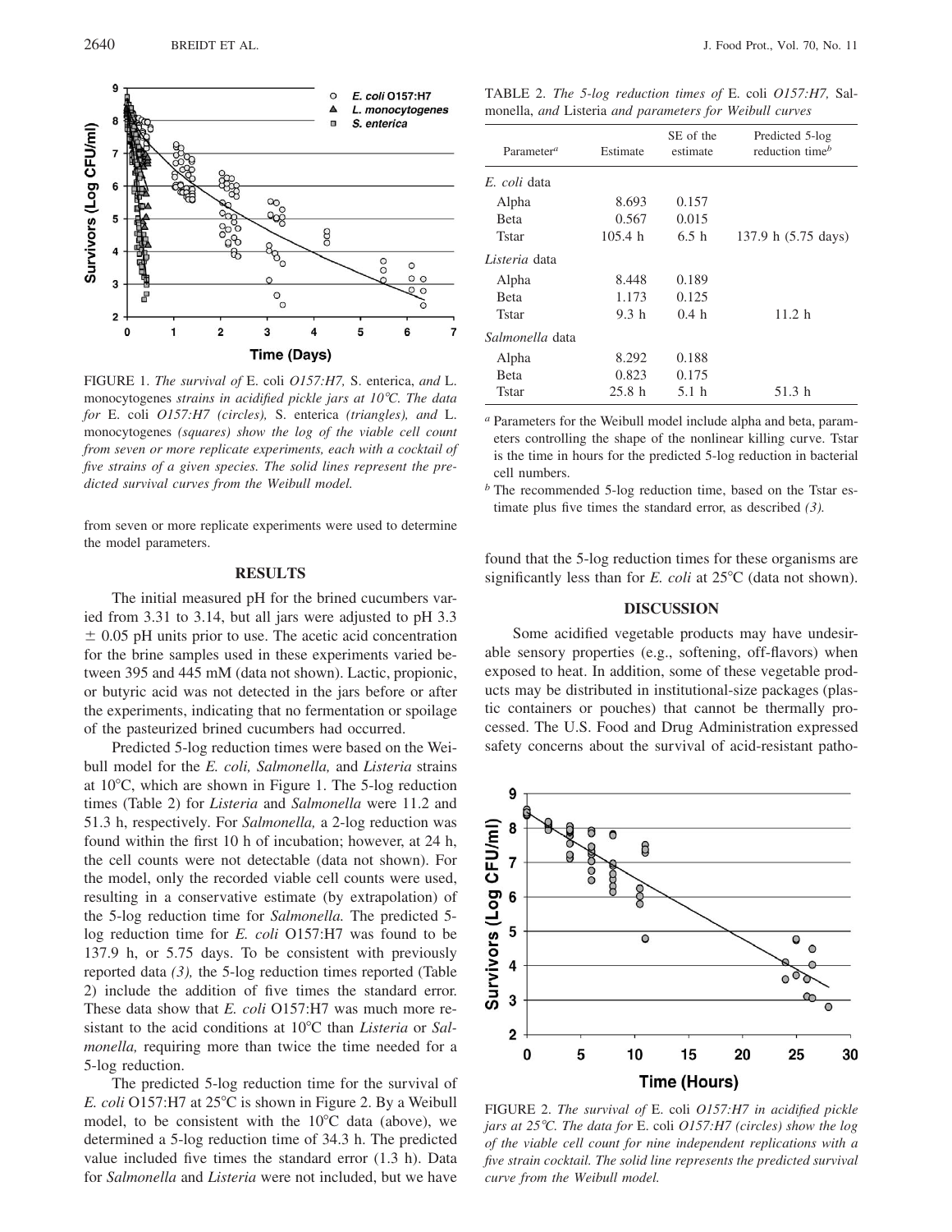FIGURE 1. *The survival of* E. coli *O157:H7,* S. enterica, *and* L. monocytogenes *strains in acidified pickle jars at 10°C. The data for* E. coli *O157:H7 (circles),* S. enterica *(triangles), and* L. monocytogenes *(squares) show the log of the viable cell count from seven or more replicate experiments, each with a cocktail of five strains of a given species. The solid lines represent the predicted survival curves from the Weibull model.*

from seven or more replicate experiments were used to determine the model parameters.

## RESULTS

The initial measured pH for the brined cucumbers varied from 3.31 to 3.14, but all jars were adjusted to pH 3.3 ± 0.05 pH units prior to use. The acetic acid concentration for the brine samples used in these experiments varied between 395 and 445 mM (data not shown). Lactic, propionic, or butyric acid was not detected in the jars before or after the experiments, indicating that no fermentation or spoilage of the pasteurized brined cucumbers had occurred.

Predicted 5-log reduction times were based on the Weibull model for the *E. coli, Salmonella,* and *Listeria* strains at 10°C, which are shown in Figure 1. The 5-log reduction times (Table 2) for *Listeria* and *Salmonella* were 11.2 and 51.3 h, respectively. For *Salmonella,* a 2-log reduction was found within the first 10 h of incubation; however, at 24 h, the cell counts were not detectable (data not shown). For the model, only the recorded viable cell counts were used, resulting in a conservative estimate (by extrapolation) of the 5-log reduction time for *Salmonella.* The predicted 5-log reduction time for *E. coli* O157:H7 was found to be 137.9 h, or 5.75 days. To be consistent with previously reported data *(3),* the 5-log reduction times reported (Table 2) include the addition of five times the standard error. These data show that *E. coli* O157:H7 was much more resistant to the acid conditions at 10°C than *Listeria* or *Salmonella,* requiring more than twice the time needed for a 5-log reduction.

The predicted 5-log reduction time for the survival of *E. coli* O157:H7 at 25°C is shown in Figure 2. By a Weibull model, to be consistent with the 10°C data (above), we determined a 5-log reduction time of 34.3 h. The predicted value included five times the standard error (1.3 h). Data for *Salmonella* and *Listeria* were not included, but we have found that the 5-log reduction times for these organisms are significantly less than for *E. coli* at 25°C (data not shown).

TABLE 2. *The 5-log reduction times of* E. coli *O157:H7,* Salmonella, *and* Listeria *and parameters for Weibull curves*

| Parameter[a] | Estimate | SE of the estimate | Predicted 5-log reduction time[b] |
|---|---|---|---|
| *E. coli* data | | | |
| Alpha | 8.693 | 0.157 | |
| Beta | 0.567 | 0.015 | |
| Tstar | 105.4 h | 6.5 h | 137.9 h (5.75 days) |
| *Listeria* data | | | |
| Alpha | 8.448 | 0.189 | |
| Beta | 1.173 | 0.125 | |
| Tstar | 9.3 h | 0.4 h | 11.2 h |
| *Salmonella* data | | | |
| Alpha | 8.292 | 0.188 | |
| Beta | 0.823 | 0.175 | |
| Tstar | 25.8 h | 5.1 h | 51.3 h |

[a] Parameters for the Weibull model include alpha and beta, parameters controlling the shape of the nonlinear killing curve. Tstar is the time in hours for the predicted 5-log reduction in bacterial cell numbers.

[b] The recommended 5-log reduction time, based on the Tstar estimate plus five times the standard error, as described *(3).*

## DISCUSSION

Some acidified vegetable products may have undesirable sensory properties (e.g., softening, off-flavors) when exposed to heat. In addition, some of these vegetable products may be distributed in institutional-size packages (plastic containers or pouches) that cannot be thermally processed. The U.S. Food and Drug Administration expressed safety concerns about the survival of acid-resistant patho-

FIGURE 2. *The survival of* E. coli *O157:H7 in acidified pickle jars at 25°C. The data for* E. coli *O157:H7 (circles) show the log of the viable cell count for nine independent replications with a five strain cocktail. The solid line represents the predicted survival curve from the Weibull model.*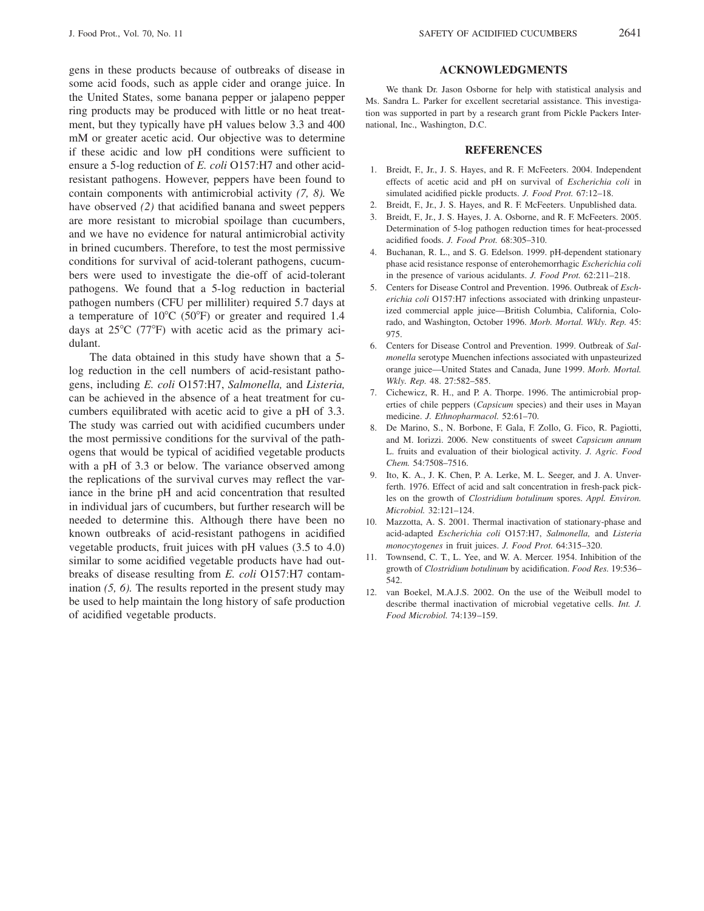gens in these products because of outbreaks of disease in some acid foods, such as apple cider and orange juice. In the United States, some banana pepper or jalapeno pepper ring products may be produced with little or no heat treatment, but they typically have pH values below 3.3 and 400 mM or greater acetic acid. Our objective was to determine if these acidic and low pH conditions were sufficient to ensure a 5-log reduction of *E. coli* O157:H7 and other acid-resistant pathogens. However, peppers have been found to contain components with antimicrobial activity *(7, 8).* We have observed *(2)* that acidified banana and sweet peppers are more resistant to microbial spoilage than cucumbers, and we have no evidence for natural antimicrobial activity in brined cucumbers. Therefore, to test the most permissive conditions for survival of acid-tolerant pathogens, cucumbers were used to investigate the die-off of acid-tolerant pathogens. We found that a 5-log reduction in bacterial pathogen numbers (CFU per milliliter) required 5.7 days at a temperature of 10°C (50°F) or greater and required 1.4 days at 25°C (77°F) with acetic acid as the primary acidulant.

The data obtained in this study have shown that a 5-log reduction in the cell numbers of acid-resistant pathogens, including *E. coli* O157:H7, *Salmonella,* and *Listeria,* can be achieved in the absence of a heat treatment for cucumbers equilibrated with acetic acid to give a pH of 3.3. The study was carried out with acidified cucumbers under the most permissive conditions for the survival of the pathogens that would be typical of acidified vegetable products with a pH of 3.3 or below. The variance observed among the replications of the survival curves may reflect the variance in the brine pH and acid concentration that resulted in individual jars of cucumbers, but further research will be needed to determine this. Although there have been no known outbreaks of acid-resistant pathogens in acidified vegetable products, fruit juices with pH values (3.5 to 4.0) similar to some acidified vegetable products have had outbreaks of disease resulting from *E. coli* O157:H7 contamination *(5, 6).* The results reported in the present study may be used to help maintain the long history of safe production of acidified vegetable products.

## ACKNOWLEDGMENTS

We thank Dr. Jason Osborne for help with statistical analysis and Ms. Sandra L. Parker for excellent secretarial assistance. This investigation was supported in part by a research grant from Pickle Packers International, Inc., Washington, D.C.

## REFERENCES

1. Breidt, F., Jr., J. S. Hayes, and R. F. McFeeters. 2004. Independent effects of acetic acid and pH on survival of *Escherichia coli* in simulated acidified pickle products. *J. Food Prot.* 67:12–18.
2. Breidt, F., Jr., J. S. Hayes, and R. F. McFeeters. Unpublished data.
3. Breidt, F., Jr., J. S. Hayes, J. A. Osborne, and R. F. McFeeters. 2005. Determination of 5-log pathogen reduction times for heat-processed acidified foods. *J. Food Prot.* 68:305–310.
4. Buchanan, R. L., and S. G. Edelson. 1999. pH-dependent stationary phase acid resistance response of enterohemorrhagic *Escherichia coli* in the presence of various acidulants. *J. Food Prot.* 62:211–218.
5. Centers for Disease Control and Prevention. 1996. Outbreak of *Escherichia coli* O157:H7 infections associated with drinking unpasteurized commercial apple juice—British Columbia, California, Colorado, and Washington, October 1996. *Morb. Mortal. Wkly. Rep.* 45: 975.
6. Centers for Disease Control and Prevention. 1999. Outbreak of *Salmonella* serotype Muenchen infections associated with unpasteurized orange juice—United States and Canada, June 1999. *Morb. Mortal. Wkly. Rep.* 48. 27:582–585.
7. Cichewicz, R. H., and P. A. Thorpe. 1996. The antimicrobial properties of chile peppers (*Capsicum* species) and their uses in Mayan medicine. *J. Ethnopharmacol.* 52:61–70.
8. De Marino, S., N. Borbone, F. Gala, F. Zollo, G. Fico, R. Pagiotti, and M. Iorizzi. 2006. New constituents of sweet *Capsicum annum* L. fruits and evaluation of their biological activity. *J. Agric. Food Chem.* 54:7508–7516.
9. Ito, K. A., J. K. Chen, P. A. Lerke, M. L. Seeger, and J. A. Unverferth. 1976. Effect of acid and salt concentration in fresh-pack pickles on the growth of *Clostridium botulinum* spores. *Appl. Environ. Microbiol.* 32:121–124.
10. Mazzotta, A. S. 2001. Thermal inactivation of stationary-phase and acid-adapted *Escherichia coli* O157:H7, *Salmonella,* and *Listeria monocytogenes* in fruit juices. *J. Food Prot.* 64:315–320.
11. Townsend, C. T., L. Yee, and W. A. Mercer. 1954. Inhibition of the growth of *Clostridium botulinum* by acidification. *Food Res.* 19:536–542.
12. van Boekel, M.A.J.S. 2002. On the use of the Weibull model to describe thermal inactivation of microbial vegetative cells. *Int. J. Food Microbiol.* 74:139–159.